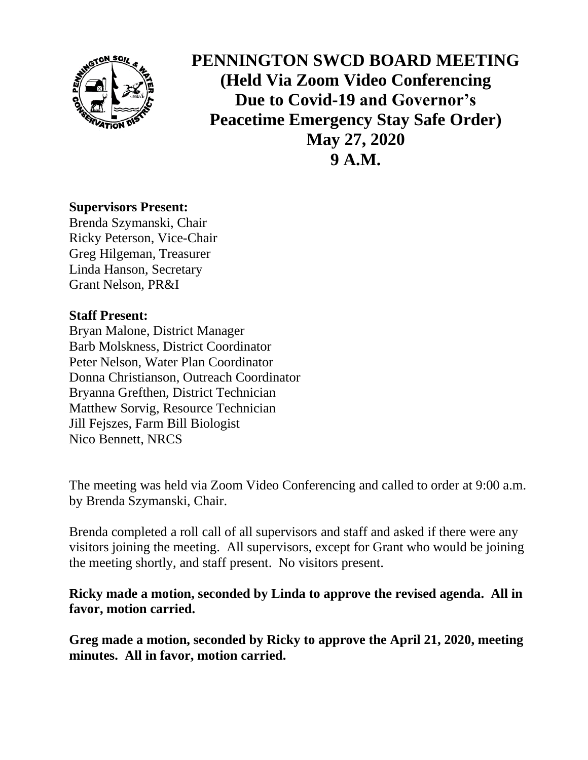# PENNINGTON SWCD BOARD MEETING
## (Held Via Zoom Video Conferencing Due to Covid-19 and Governor's Peacetime Emergency Stay Safe Order)
## May 27, 2020
## 9 A.M.

**Supervisors Present:**
Brenda Szymanski, Chair
Ricky Peterson, Vice-Chair
Greg Hilgeman, Treasurer
Linda Hanson, Secretary
Grant Nelson, PR&I

**Staff Present:**
Bryan Malone, District Manager
Barb Molskness, District Coordinator
Peter Nelson, Water Plan Coordinator
Donna Christianson, Outreach Coordinator
Bryanna Grefthen, District Technician
Matthew Sorvig, Resource Technician
Jill Fejszes, Farm Bill Biologist
Nico Bennett, NRCS

The meeting was held via Zoom Video Conferencing and called to order at 9:00 a.m. by Brenda Szymanski, Chair.

Brenda completed a roll call of all supervisors and staff and asked if there were any visitors joining the meeting. All supervisors, except for Grant who would be joining the meeting shortly, and staff present. No visitors present.

**Ricky made a motion, seconded by Linda to approve the revised agenda. All in favor, motion carried.**

**Greg made a motion, seconded by Ricky to approve the April 21, 2020, meeting minutes. All in favor, motion carried.**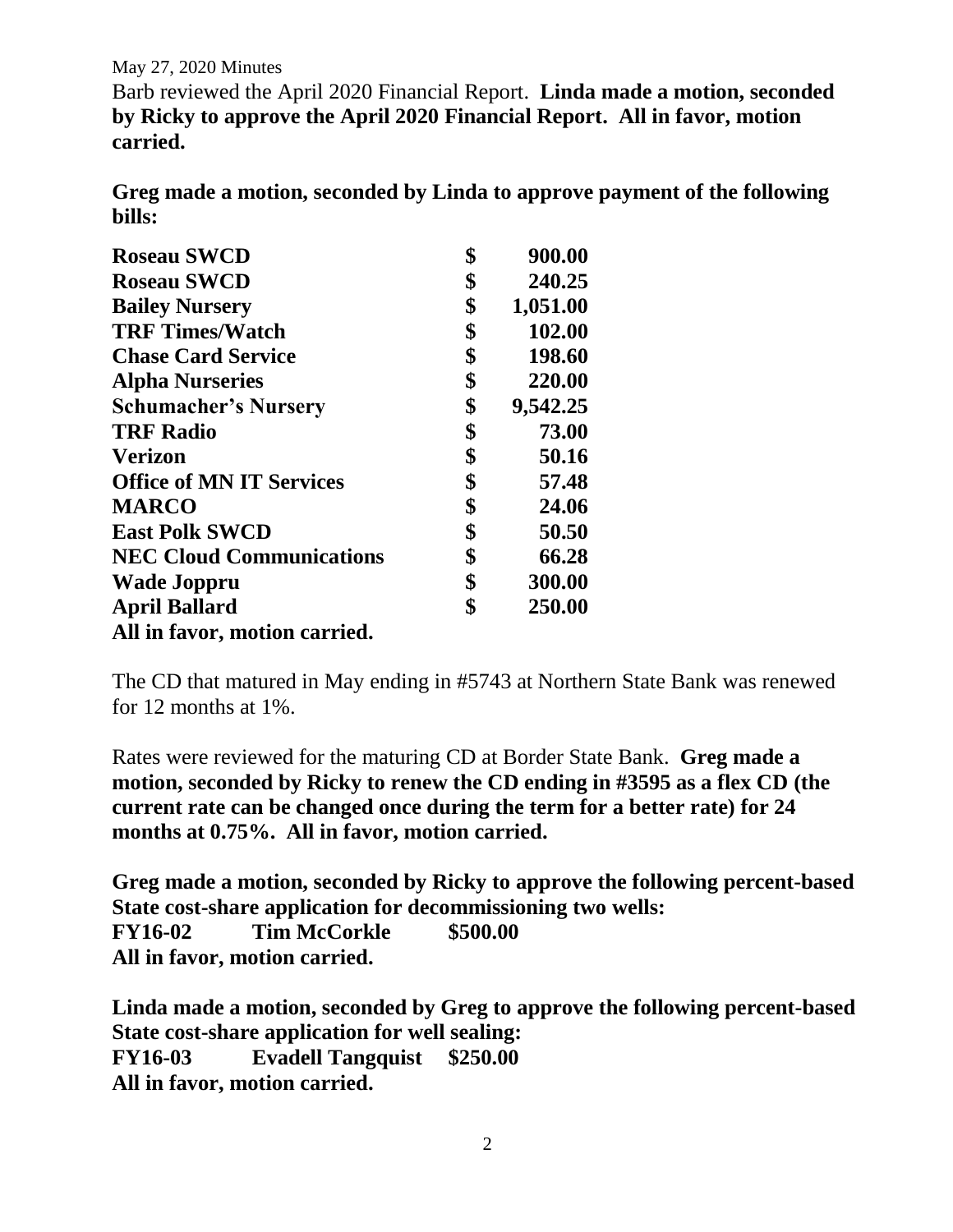May 27, 2020 Minutes

Barb reviewed the April 2020 Financial Report. **Linda made a motion, seconded by Ricky to approve the April 2020 Financial Report. All in favor, motion carried.**

**Greg made a motion, seconded by Linda to approve payment of the following bills:**

| | |
|---|---|
| **Roseau SWCD** | **$ 900.00** |
| **Roseau SWCD** | **$ 240.25** |
| **Bailey Nursery** | **$ 1,051.00** |
| **TRF Times/Watch** | **$ 102.00** |
| **Chase Card Service** | **$ 198.60** |
| **Alpha Nurseries** | **$ 220.00** |
| **Schumacher's Nursery** | **$ 9,542.25** |
| **TRF Radio** | **$ 73.00** |
| **Verizon** | **$ 50.16** |
| **Office of MN IT Services** | **$ 57.48** |
| **MARCO** | **$ 24.06** |
| **East Polk SWCD** | **$ 50.50** |
| **NEC Cloud Communications** | **$ 66.28** |
| **Wade Joppru** | **$ 300.00** |
| **April Ballard** | **$ 250.00** |

**All in favor, motion carried.**

The CD that matured in May ending in #5743 at Northern State Bank was renewed for 12 months at 1%.

Rates were reviewed for the maturing CD at Border State Bank. **Greg made a motion, seconded by Ricky to renew the CD ending in #3595 as a flex CD (the current rate can be changed once during the term for a better rate) for 24 months at 0.75%. All in favor, motion carried.**

**Greg made a motion, seconded by Ricky to approve the following percent-based State cost-share application for decommissioning two wells:**

**FY16-02 Tim McCorkle $500.00**

**All in favor, motion carried.**

**Linda made a motion, seconded by Greg to approve the following percent-based State cost-share application for well sealing:**

**FY16-03 Evadell Tangquist $250.00**

**All in favor, motion carried.**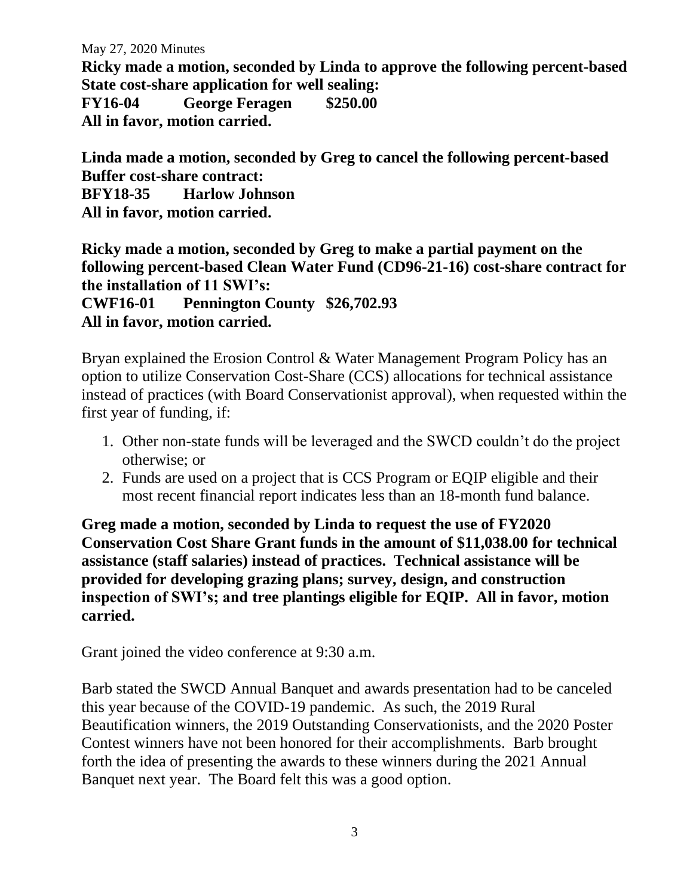**Ricky made a motion, seconded by Linda to approve the following percent-based State cost-share application for well sealing:**
**FY16-04 George Feragen $250.00**
**All in favor, motion carried.**

**Linda made a motion, seconded by Greg to cancel the following percent-based Buffer cost-share contract:**
**BFY18-35 Harlow Johnson**
**All in favor, motion carried.**

**Ricky made a motion, seconded by Greg to make a partial payment on the following percent-based Clean Water Fund (CD96-21-16) cost-share contract for the installation of 11 SWI's:**
**CWF16-01 Pennington County $26,702.93**
**All in favor, motion carried.**

Bryan explained the Erosion Control & Water Management Program Policy has an option to utilize Conservation Cost-Share (CCS) allocations for technical assistance instead of practices (with Board Conservationist approval), when requested within the first year of funding, if:

1. Other non-state funds will be leveraged and the SWCD couldn't do the project otherwise; or
2. Funds are used on a project that is CCS Program or EQIP eligible and their most recent financial report indicates less than an 18-month fund balance.

**Greg made a motion, seconded by Linda to request the use of FY2020 Conservation Cost Share Grant funds in the amount of $11,038.00 for technical assistance (staff salaries) instead of practices. Technical assistance will be provided for developing grazing plans; survey, design, and construction inspection of SWI's; and tree plantings eligible for EQIP. All in favor, motion carried.**

Grant joined the video conference at 9:30 a.m.

Barb stated the SWCD Annual Banquet and awards presentation had to be canceled this year because of the COVID-19 pandemic. As such, the 2019 Rural Beautification winners, the 2019 Outstanding Conservationists, and the 2020 Poster Contest winners have not been honored for their accomplishments. Barb brought forth the idea of presenting the awards to these winners during the 2021 Annual Banquet next year. The Board felt this was a good option.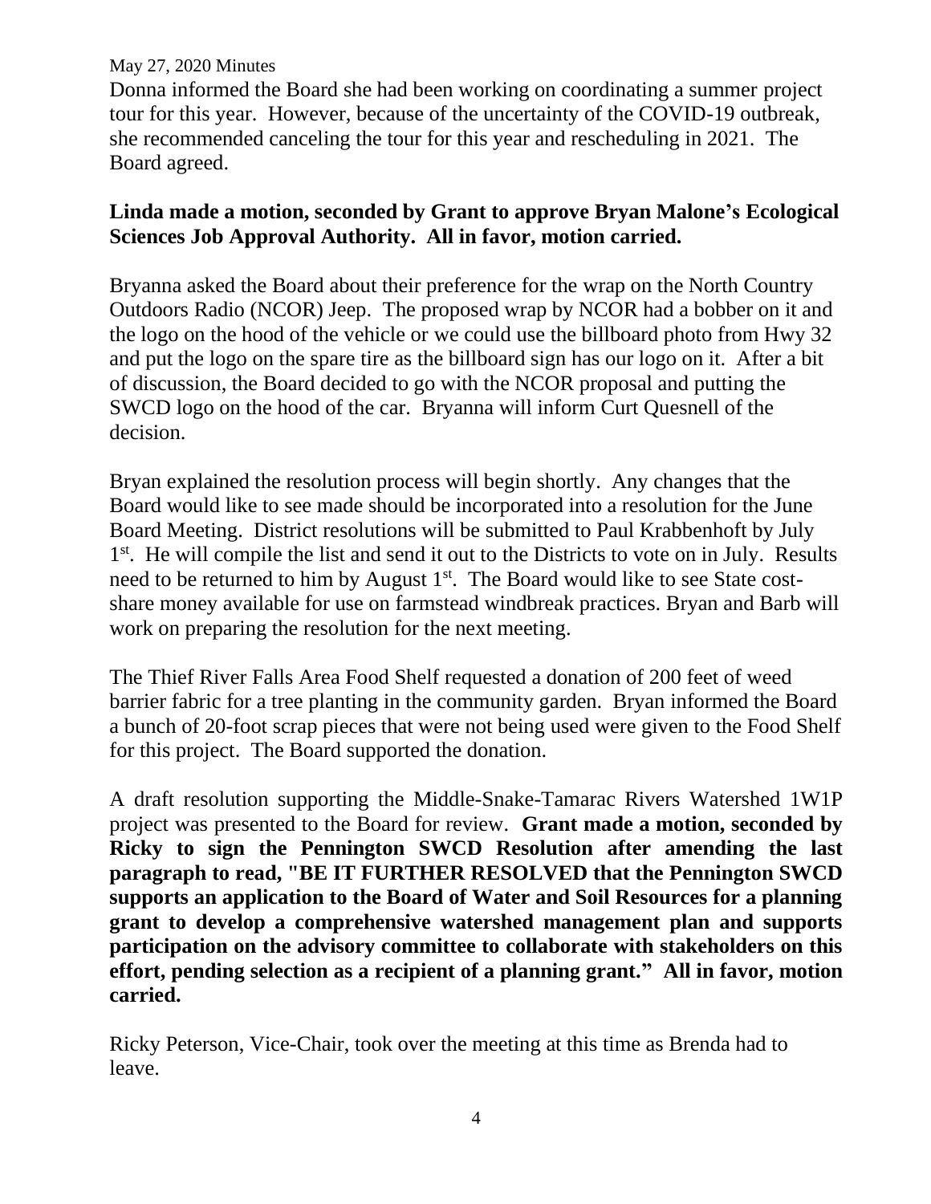May 27, 2020 Minutes

Donna informed the Board she had been working on coordinating a summer project tour for this year. However, because of the uncertainty of the COVID-19 outbreak, she recommended canceling the tour for this year and rescheduling in 2021. The Board agreed.

**Linda made a motion, seconded by Grant to approve Bryan Malone's Ecological Sciences Job Approval Authority. All in favor, motion carried.**

Bryanna asked the Board about their preference for the wrap on the North Country Outdoors Radio (NCOR) Jeep. The proposed wrap by NCOR had a bobber on it and the logo on the hood of the vehicle or we could use the billboard photo from Hwy 32 and put the logo on the spare tire as the billboard sign has our logo on it. After a bit of discussion, the Board decided to go with the NCOR proposal and putting the SWCD logo on the hood of the car. Bryanna will inform Curt Quesnell of the decision.

Bryan explained the resolution process will begin shortly. Any changes that the Board would like to see made should be incorporated into a resolution for the June Board Meeting. District resolutions will be submitted to Paul Krabbenhoft by July 1st. He will compile the list and send it out to the Districts to vote on in July. Results need to be returned to him by August 1st. The Board would like to see State cost-share money available for use on farmstead windbreak practices. Bryan and Barb will work on preparing the resolution for the next meeting.

The Thief River Falls Area Food Shelf requested a donation of 200 feet of weed barrier fabric for a tree planting in the community garden. Bryan informed the Board a bunch of 20-foot scrap pieces that were not being used were given to the Food Shelf for this project. The Board supported the donation.

A draft resolution supporting the Middle-Snake-Tamarac Rivers Watershed 1W1P project was presented to the Board for review. **Grant made a motion, seconded by Ricky to sign the Pennington SWCD Resolution after amending the last paragraph to read, "BE IT FURTHER RESOLVED that the Pennington SWCD supports an application to the Board of Water and Soil Resources for a planning grant to develop a comprehensive watershed management plan and supports participation on the advisory committee to collaborate with stakeholders on this effort, pending selection as a recipient of a planning grant." All in favor, motion carried.**

Ricky Peterson, Vice-Chair, took over the meeting at this time as Brenda had to leave.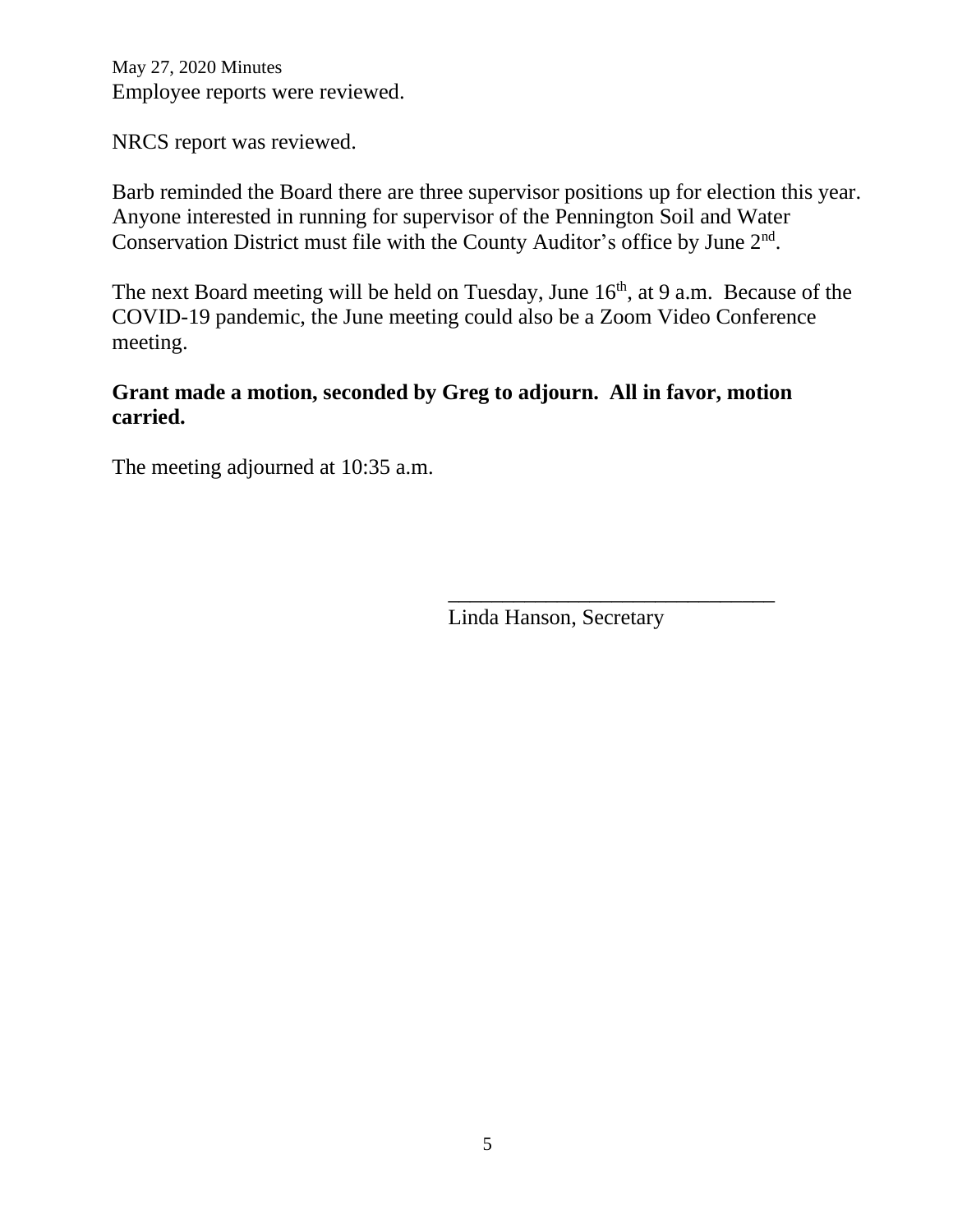Employee reports were reviewed.

NRCS report was reviewed.

Barb reminded the Board there are three supervisor positions up for election this year. Anyone interested in running for supervisor of the Pennington Soil and Water Conservation District must file with the County Auditor's office by June 2nd.

The next Board meeting will be held on Tuesday, June 16th, at 9 a.m. Because of the COVID-19 pandemic, the June meeting could also be a Zoom Video Conference meeting.

**Grant made a motion, seconded by Greg to adjourn. All in favor, motion carried.**

The meeting adjourned at 10:35 a.m.

\_\_\_\_\_\_\_\_\_\_\_\_\_\_\_\_\_\_\_\_\_\_\_\_\_\_\_\_\_\_\_

Linda Hanson, Secretary